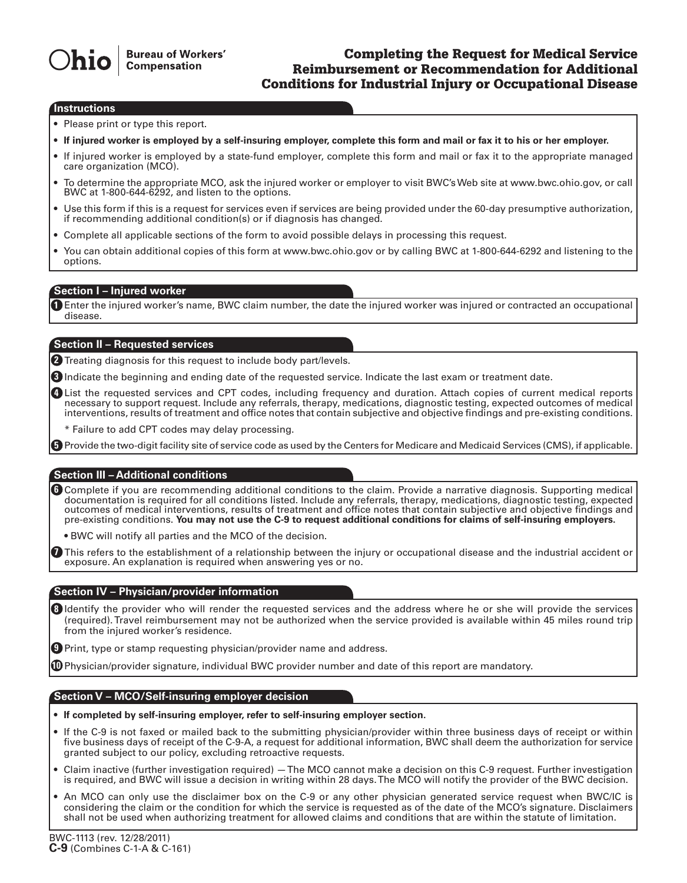Ohio | Bureau of Workers' Compensation

# Completing the Request for Medical Service Reimbursement or Recommendation for Additional Conditions for Industrial Injury or Occupational Disease

## Instructions

- Please print or type this report.
- **If injured worker is employed by a self-insuring employer, complete this form and mail or fax it to his or her employer.**
- If injured worker is employed by a state-fund employer, complete this form and mail or fax it to the appropriate managed care organization (MCO).
- To determine the appropriate MCO, ask the injured worker or employer to visit BWC's Web site at www.bwc.ohio.gov, or call BWC at 1-800-644-6292, and listen to the options.
- Use this form if this is a request for services even if services are being provided under the 60-day presumptive authorization, if recommending additional condition(s) or if diagnosis has changed.
- Complete all applicable sections of the form to avoid possible delays in processing this request.
- You can obtain additional copies of this form at www.bwc.ohio.gov or by calling BWC at 1-800-644-6292 and listening to the options.

## Section I – Injured worker

1. Enter the injured worker's name, BWC claim number, the date the injured worker was injured or contracted an occupational disease.

## Section II – Requested services

2. Treating diagnosis for this request to include body part/levels.
3. Indicate the beginning and ending date of the requested service. Indicate the last exam or treatment date.
4. List the requested services and CPT codes, including frequency and duration. Attach copies of current medical reports necessary to support request. Include any referrals, therapy, medications, diagnostic testing, expected outcomes of medical interventions, results of treatment and office notes that contain subjective and objective findings and pre-existing conditions.

   * Failure to add CPT codes may delay processing.
5. Provide the two-digit facility site of service code as used by the Centers for Medicare and Medicaid Services (CMS), if applicable.

## Section III – Additional conditions

6. Complete if you are recommending additional conditions to the claim. Provide a narrative diagnosis. Supporting medical documentation is required for all conditions listed. Include any referrals, therapy, medications, diagnostic testing, expected outcomes of medical interventions, results of treatment and office notes that contain subjective and objective findings and pre-existing conditions. **You may not use the C-9 to request additional conditions for claims of self-insuring employers.**

   - BWC will notify all parties and the MCO of the decision.
7. This refers to the establishment of a relationship between the injury or occupational disease and the industrial accident or exposure. An explanation is required when answering yes or no.

## Section IV – Physician/provider information

8. Identify the provider who will render the requested services and the address where he or she will provide the services (required). Travel reimbursement may not be authorized when the service provided is available within 45 miles round trip from the injured worker's residence.
9. Print, type or stamp requesting physician/provider name and address.
10. Physician/provider signature, individual BWC provider number and date of this report are mandatory.

## Section V – MCO/Self-insuring employer decision

- **If completed by self-insuring employer, refer to self-insuring employer section.**
- If the C-9 is not faxed or mailed back to the submitting physician/provider within three business days of receipt or within five business days of receipt of the C-9-A, a request for additional information, BWC shall deem the authorization for service granted subject to our policy, excluding retroactive requests.
- Claim inactive (further investigation required) — The MCO cannot make a decision on this C-9 request. Further investigation is required, and BWC will issue a decision in writing within 28 days. The MCO will notify the provider of the BWC decision.
- An MCO can only use the disclaimer box on the C-9 or any other physician generated service request when BWC/IC is considering the claim or the condition for which the service is requested as of the date of the MCO's signature. Disclaimers shall not be used when authorizing treatment for allowed claims and conditions that are within the statute of limitation.

BWC-1113 (rev. 12/28/2011)
**C-9** (Combines C-1-A & C-161)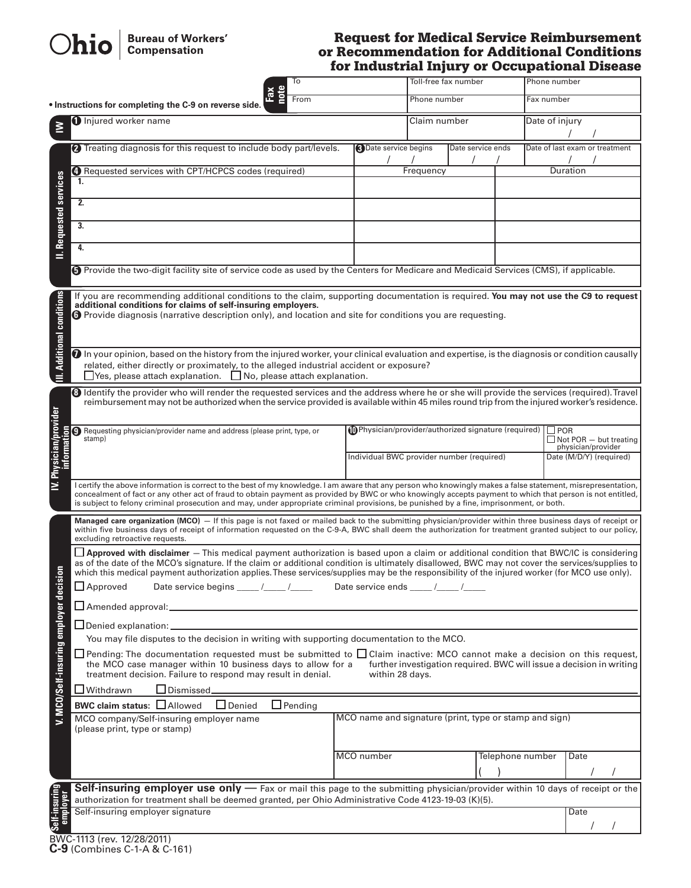Ohio | Bureau of Workers' Compensation

# Request for Medical Service Reimbursement or Recommendation for Additional Conditions for Industrial Injury or Occupational Disease

• Instructions for completing the C-9 on reverse side.

| Fax note | | | |
|---|---|---|---|
| To | | Toll-free fax number | Phone number |
| From | | Phone number | Fax number |

## IW

| | | |
|---|---|---|
| 1 Injured worker name | Claim number | Date of injury / / |

## II. Requested services

| | | | |
|---|---|---|---|
| 2 Treating diagnosis for this request to include body part/levels. | 3 Date service begins / / | Date service ends / / | Date of last exam or treatment / / |

| 4 Requested services with CPT/HCPCS codes (required) | Frequency | Duration |
|---|---|---|
| 1. | | |
| 2. | | |
| 3. | | |
| 4. | | |

5 Provide the two-digit facility site of service code as used by the Centers for Medicare and Medicaid Services (CMS), if applicable.

## III. Additional conditions

If you are recommending additional conditions to the claim, supporting documentation is required. **You may not use the C9 to request additional conditions for claims of self-insuring employers.**

6 Provide diagnosis (narrative description only), and location and site for conditions you are requesting.

7 In your opinion, based on the history from the injured worker, your clinical evaluation and expertise, is the diagnosis or condition causally related, either directly or proximately, to the alleged industrial accident or exposure?

☐ Yes, please attach explanation. ☐ No, please attach explanation.

## IV. Physician/provider information

8 Identify the provider who will render the requested services and the address where he or she will provide the services (required). Travel reimbursement may not be authorized when the service provided is available within 45 miles round trip from the injured worker's residence.

| | | |
|---|---|---|
| 9 Requesting physician/provider name and address (please print, type, or stamp) | 10 Physician/provider/authorized signature (required) | ☐ POR ☐ Not POR — but treating physician/provider |
| | Individual BWC provider number (required) | Date (M/D/Y) (required) |

I certify the above information is correct to the best of my knowledge. I am aware that any person who knowingly makes a false statement, misrepresentation, concealment of fact or any other act of fraud to obtain payment as provided by BWC or who knowingly accepts payment to which that person is not entitled, is subject to felony criminal prosecution and may, under appropriate criminal provisions, be punished by a fine, imprisonment, or both.

## V. MCO/Self-insuring employer decision

**Managed care organization (MCO)** — If this page is not faxed or mailed back to the submitting physician/provider within three business days of receipt or within five business days of receipt of information requested on the C-9-A, BWC shall deem the authorization for treatment granted subject to our policy, excluding retroactive requests.

☐ **Approved with disclaimer** — This medical payment authorization is based upon a claim or additional condition that BWC/IC is considering as of the date of the MCO's signature. If the claim or additional condition is ultimately disallowed, BWC may not cover the services/supplies to which this medical payment authorization applies. These services/supplies may be the responsibility of the injured worker (for MCO use only).

☐ Approved Date service begins ____/____/____ Date service ends ____/____/____

☐ Amended approval: ____________________

☐ Denied explanation: ____________________

You may file disputes to the decision in writing with supporting documentation to the MCO.

☐ Pending: The documentation requested must be submitted to the MCO case manager within 10 business days to allow for a treatment decision. Failure to respond may result in denial.

☐ Claim inactive: MCO cannot make a decision on this request, further investigation required. BWC will issue a decision in writing within 28 days.

☐ Withdrawn ☐ Dismissed____________________

**BWC claim status:** ☐ Allowed ☐ Denied ☐ Pending

| | | | |
|---|---|---|---|
| MCO company/Self-insuring employer name (please print, type or stamp) | MCO name and signature (print, type or stamp and sign) | | |
| | MCO number | Telephone number ( ) | Date / / |

## Self-insuring employer

**Self-insuring employer use only —** Fax or mail this page to the submitting physician/provider within 10 days of receipt or the authorization for treatment shall be deemed granted, per Ohio Administrative Code 4123-19-03 (K)(5).

| | |
|---|---|
| Self-insuring employer signature | Date / / |

BWC-1113 (rev. 12/28/2011)
**C-9** (Combines C-1-A & C-161)